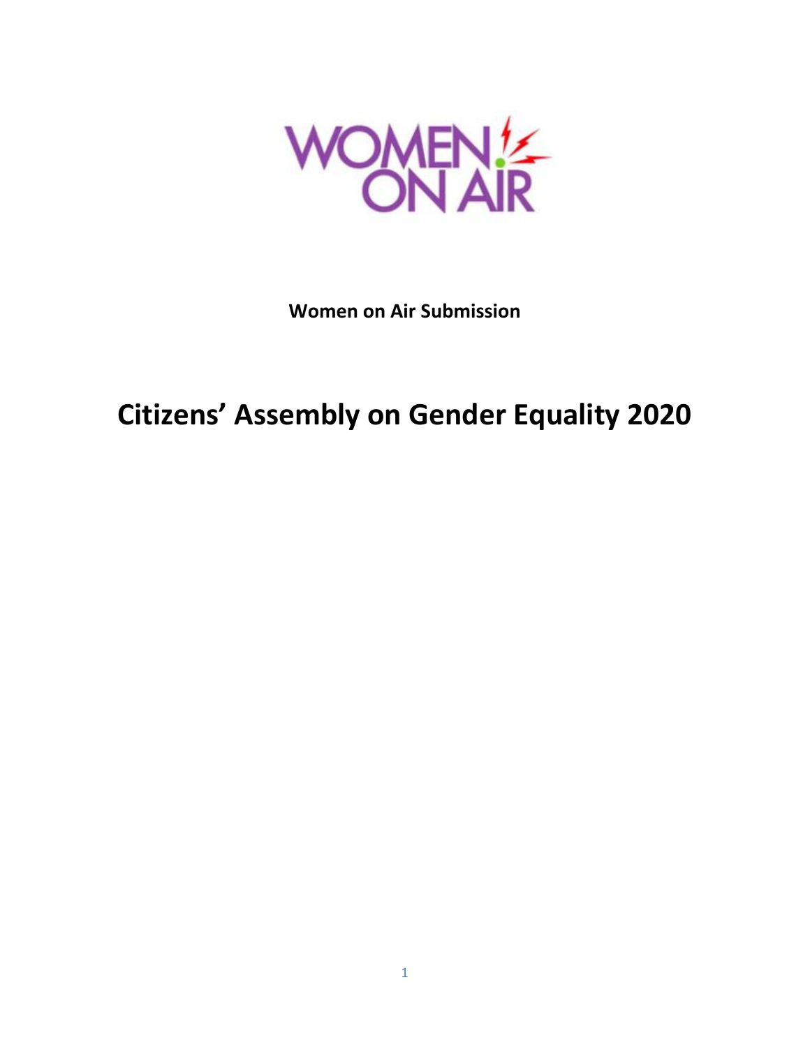**Women on Air Submission**

# Citizens' Assembly on Gender Equality 2020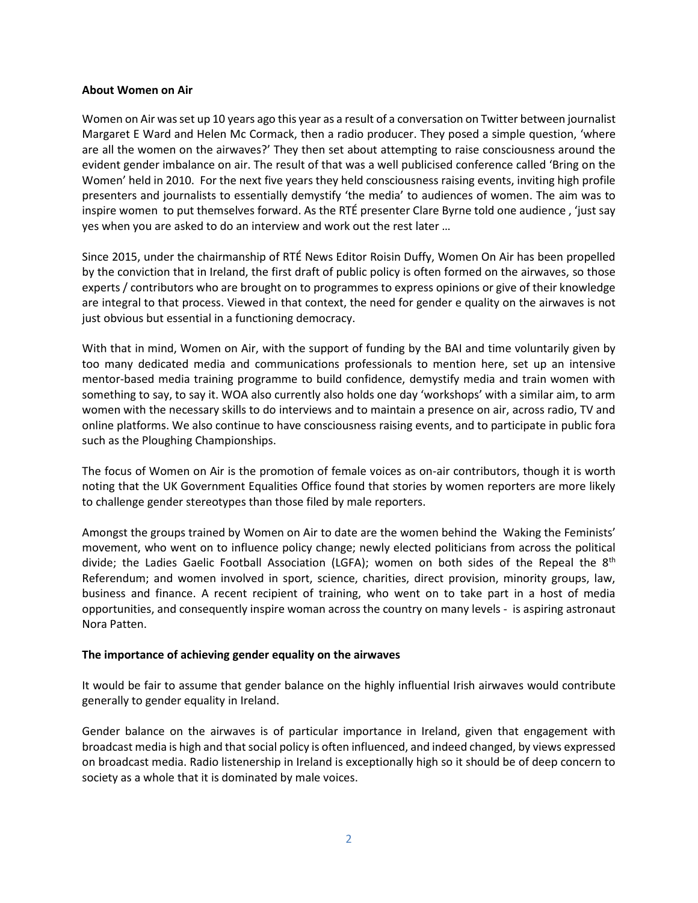**About Women on Air**

Women on Air was set up 10 years ago this year as a result of a conversation on Twitter between journalist Margaret E Ward and Helen Mc Cormack, then a radio producer. They posed a simple question, 'where are all the women on the airwaves?' They then set about attempting to raise consciousness around the evident gender imbalance on air. The result of that was a well publicised conference called 'Bring on the Women' held in 2010. For the next five years they held consciousness raising events, inviting high profile presenters and journalists to essentially demystify 'the media' to audiences of women. The aim was to inspire women to put themselves forward. As the RTÉ presenter Clare Byrne told one audience , 'just say yes when you are asked to do an interview and work out the rest later …

Since 2015, under the chairmanship of RTÉ News Editor Roisin Duffy, Women On Air has been propelled by the conviction that in Ireland, the first draft of public policy is often formed on the airwaves, so those experts / contributors who are brought on to programmes to express opinions or give of their knowledge are integral to that process. Viewed in that context, the need for gender e quality on the airwaves is not just obvious but essential in a functioning democracy.

With that in mind, Women on Air, with the support of funding by the BAI and time voluntarily given by too many dedicated media and communications professionals to mention here, set up an intensive mentor-based media training programme to build confidence, demystify media and train women with something to say, to say it. WOA also currently also holds one day 'workshops' with a similar aim, to arm women with the necessary skills to do interviews and to maintain a presence on air, across radio, TV and online platforms. We also continue to have consciousness raising events, and to participate in public fora such as the Ploughing Championships.

The focus of Women on Air is the promotion of female voices as on-air contributors, though it is worth noting that the UK Government Equalities Office found that stories by women reporters are more likely to challenge gender stereotypes than those filed by male reporters.

Amongst the groups trained by Women on Air to date are the women behind the Waking the Feminists' movement, who went on to influence policy change; newly elected politicians from across the political divide; the Ladies Gaelic Football Association (LGFA); women on both sides of the Repeal the 8th Referendum; and women involved in sport, science, charities, direct provision, minority groups, law, business and finance. A recent recipient of training, who went on to take part in a host of media opportunities, and consequently inspire woman across the country on many levels - is aspiring astronaut Nora Patten.

**The importance of achieving gender equality on the airwaves**

It would be fair to assume that gender balance on the highly influential Irish airwaves would contribute generally to gender equality in Ireland.

Gender balance on the airwaves is of particular importance in Ireland, given that engagement with broadcast media is high and that social policy is often influenced, and indeed changed, by views expressed on broadcast media. Radio listenership in Ireland is exceptionally high so it should be of deep concern to society as a whole that it is dominated by male voices.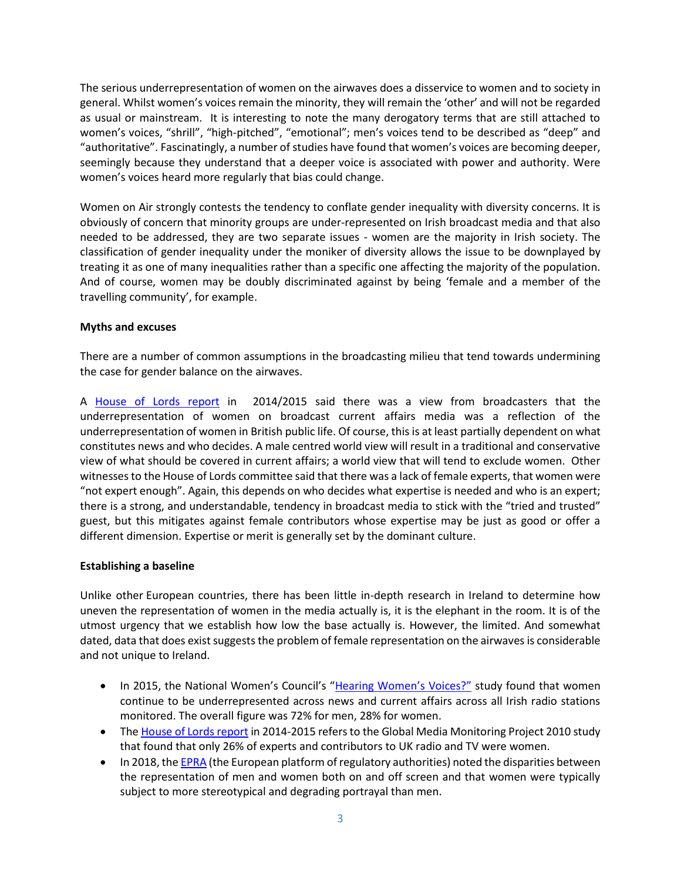The serious underrepresentation of women on the airwaves does a disservice to women and to society in general. Whilst women's voices remain the minority, they will remain the 'other' and will not be regarded as usual or mainstream. It is interesting to note the many derogatory terms that are still attached to women's voices, "shrill", "high-pitched", "emotional"; men's voices tend to be described as "deep" and "authoritative". Fascinatingly, a number of studies have found that women's voices are becoming deeper, seemingly because they understand that a deeper voice is associated with power and authority. Were women's voices heard more regularly that bias could change.

Women on Air strongly contests the tendency to conflate gender inequality with diversity concerns. It is obviously of concern that minority groups are under-represented on Irish broadcast media and that also needed to be addressed, they are two separate issues - women are the majority in Irish society. The classification of gender inequality under the moniker of diversity allows the issue to be downplayed by treating it as one of many inequalities rather than a specific one affecting the majority of the population. And of course, women may be doubly discriminated against by being 'female and a member of the travelling community', for example.

**Myths and excuses**

There are a number of common assumptions in the broadcasting milieu that tend towards undermining the case for gender balance on the airwaves.

A House of Lords report in 2014/2015 said there was a view from broadcasters that the underrepresentation of women on broadcast current affairs media was a reflection of the underrepresentation of women in British public life. Of course, this is at least partially dependent on what constitutes news and who decides. A male centred world view will result in a traditional and conservative view of what should be covered in current affairs; a world view that will tend to exclude women. Other witnesses to the House of Lords committee said that there was a lack of female experts, that women were "not expert enough". Again, this depends on who decides what expertise is needed and who is an expert; there is a strong, and understandable, tendency in broadcast media to stick with the "tried and trusted" guest, but this mitigates against female contributors whose expertise may be just as good or offer a different dimension. Expertise or merit is generally set by the dominant culture.

**Establishing a baseline**

Unlike other European countries, there has been little in-depth research in Ireland to determine how uneven the representation of women in the media actually is, it is the elephant in the room. It is of the utmost urgency that we establish how low the base actually is. However, the limited. And somewhat dated, data that does exist suggests the problem of female representation on the airwaves is considerable and not unique to Ireland.

- In 2015, the National Women's Council's "Hearing Women's Voices?" study found that women continue to be underrepresented across news and current affairs across all Irish radio stations monitored. The overall figure was 72% for men, 28% for women.
- The House of Lords report in 2014-2015 refers to the Global Media Monitoring Project 2010 study that found that only 26% of experts and contributors to UK radio and TV were women.
- In 2018, the EPRA (the European platform of regulatory authorities) noted the disparities between the representation of men and women both on and off screen and that women were typically subject to more stereotypical and degrading portrayal than men.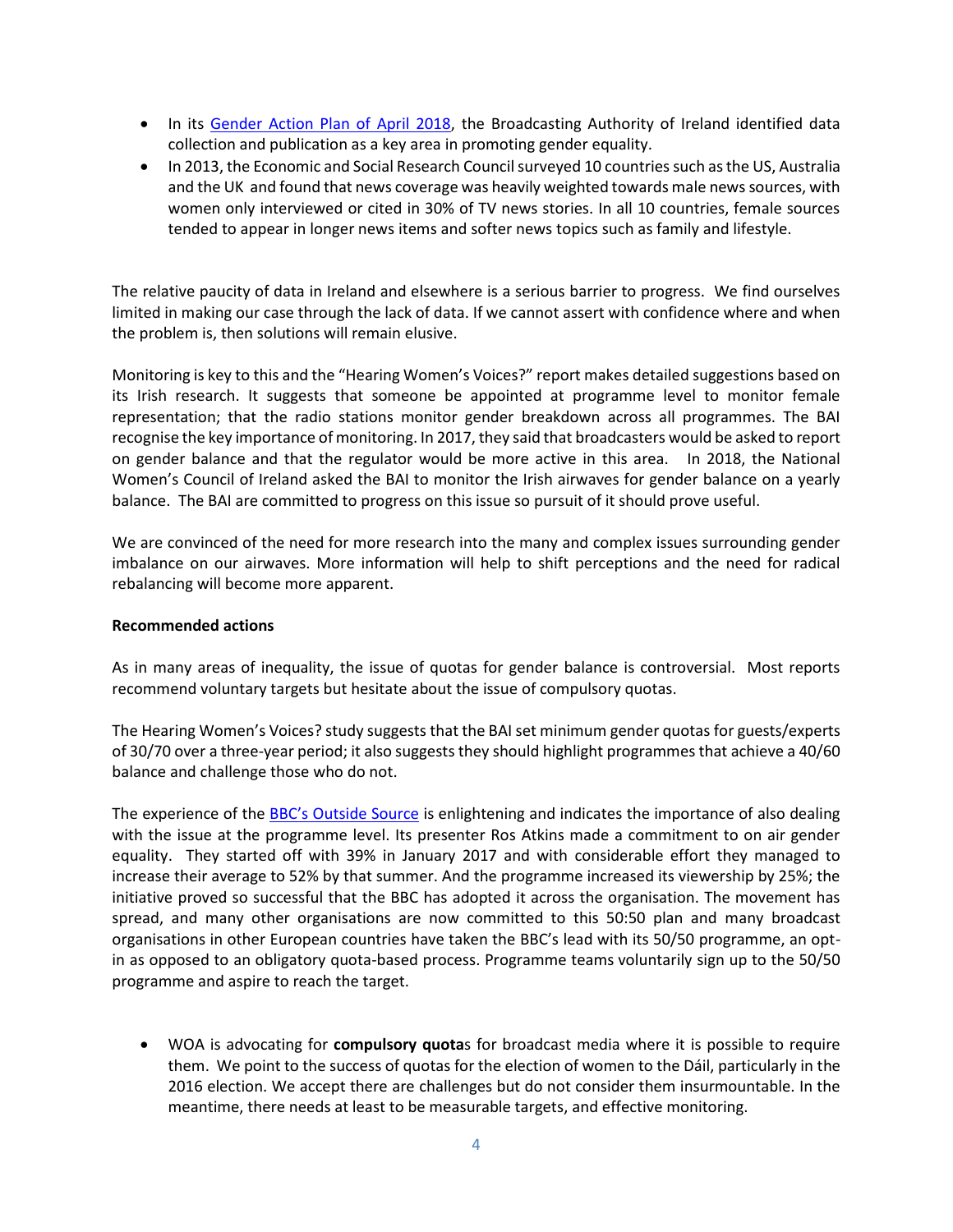- In its [Gender Action Plan of April 2018](), the Broadcasting Authority of Ireland identified data collection and publication as a key area in promoting gender equality.
- In 2013, the Economic and Social Research Council surveyed 10 countries such as the US, Australia and the UK and found that news coverage was heavily weighted towards male news sources, with women only interviewed or cited in 30% of TV news stories. In all 10 countries, female sources tended to appear in longer news items and softer news topics such as family and lifestyle.

The relative paucity of data in Ireland and elsewhere is a serious barrier to progress. We find ourselves limited in making our case through the lack of data. If we cannot assert with confidence where and when the problem is, then solutions will remain elusive.

Monitoring is key to this and the "Hearing Women's Voices?" report makes detailed suggestions based on its Irish research. It suggests that someone be appointed at programme level to monitor female representation; that the radio stations monitor gender breakdown across all programmes. The BAI recognise the key importance of monitoring. In 2017, they said that broadcasters would be asked to report on gender balance and that the regulator would be more active in this area. In 2018, the National Women's Council of Ireland asked the BAI to monitor the Irish airwaves for gender balance on a yearly balance. The BAI are committed to progress on this issue so pursuit of it should prove useful.

We are convinced of the need for more research into the many and complex issues surrounding gender imbalance on our airwaves. More information will help to shift perceptions and the need for radical rebalancing will become more apparent.

**Recommended actions**

As in many areas of inequality, the issue of quotas for gender balance is controversial. Most reports recommend voluntary targets but hesitate about the issue of compulsory quotas.

The Hearing Women's Voices? study suggests that the BAI set minimum gender quotas for guests/experts of 30/70 over a three-year period; it also suggests they should highlight programmes that achieve a 40/60 balance and challenge those who do not.

The experience of the [BBC's Outside Source]() is enlightening and indicates the importance of also dealing with the issue at the programme level. Its presenter Ros Atkins made a commitment to on air gender equality. They started off with 39% in January 2017 and with considerable effort they managed to increase their average to 52% by that summer. And the programme increased its viewership by 25%; the initiative proved so successful that the BBC has adopted it across the organisation. The movement has spread, and many other organisations are now committed to this 50:50 plan and many broadcast organisations in other European countries have taken the BBC's lead with its 50/50 programme, an opt-in as opposed to an obligatory quota-based process. Programme teams voluntarily sign up to the 50/50 programme and aspire to reach the target.

- WOA is advocating for **compulsory quota**s for broadcast media where it is possible to require them. We point to the success of quotas for the election of women to the Dáil, particularly in the 2016 election. We accept there are challenges but do not consider them insurmountable. In the meantime, there needs at least to be measurable targets, and effective monitoring.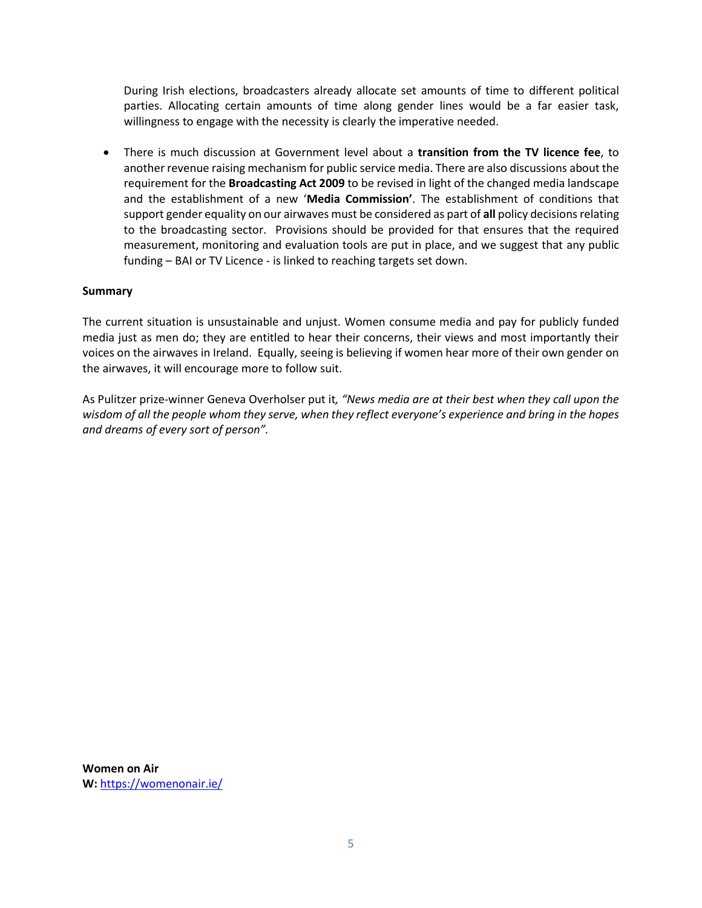During Irish elections, broadcasters already allocate set amounts of time to different political parties. Allocating certain amounts of time along gender lines would be a far easier task, willingness to engage with the necessity is clearly the imperative needed.

- There is much discussion at Government level about a **transition from the TV licence fee**, to another revenue raising mechanism for public service media. There are also discussions about the requirement for the **Broadcasting Act 2009** to be revised in light of the changed media landscape and the establishment of a new '**Media Commission'**. The establishment of conditions that support gender equality on our airwaves must be considered as part of **all** policy decisions relating to the broadcasting sector. Provisions should be provided for that ensures that the required measurement, monitoring and evaluation tools are put in place, and we suggest that any public funding – BAI or TV Licence - is linked to reaching targets set down.

**Summary**

The current situation is unsustainable and unjust. Women consume media and pay for publicly funded media just as men do; they are entitled to hear their concerns, their views and most importantly their voices on the airwaves in Ireland. Equally, seeing is believing if women hear more of their own gender on the airwaves, it will encourage more to follow suit.

As Pulitzer prize-winner Geneva Overholser put it*, "News media are at their best when they call upon the wisdom of all the people whom they serve, when they reflect everyone's experience and bring in the hopes and dreams of every sort of person".*

**Women on Air**
**W:** https://womenonair.ie/